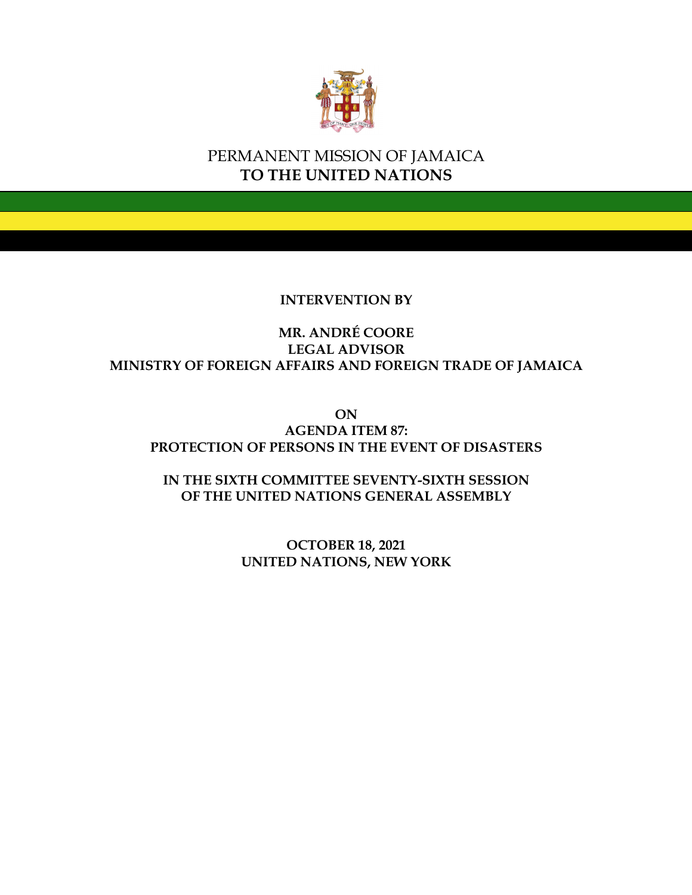PERMANENT MISSION OF JAMAICA
**TO THE UNITED NATIONS**

**INTERVENTION BY**

**MR. ANDRÉ COORE**
**LEGAL ADVISOR**
**MINISTRY OF FOREIGN AFFAIRS AND FOREIGN TRADE OF JAMAICA**

**ON**
**AGENDA ITEM 87:**
**PROTECTION OF PERSONS IN THE EVENT OF DISASTERS**

**IN THE SIXTH COMMITTEE SEVENTY-SIXTH SESSION**
**OF THE UNITED NATIONS GENERAL ASSEMBLY**

**OCTOBER 18, 2021**
**UNITED NATIONS, NEW YORK**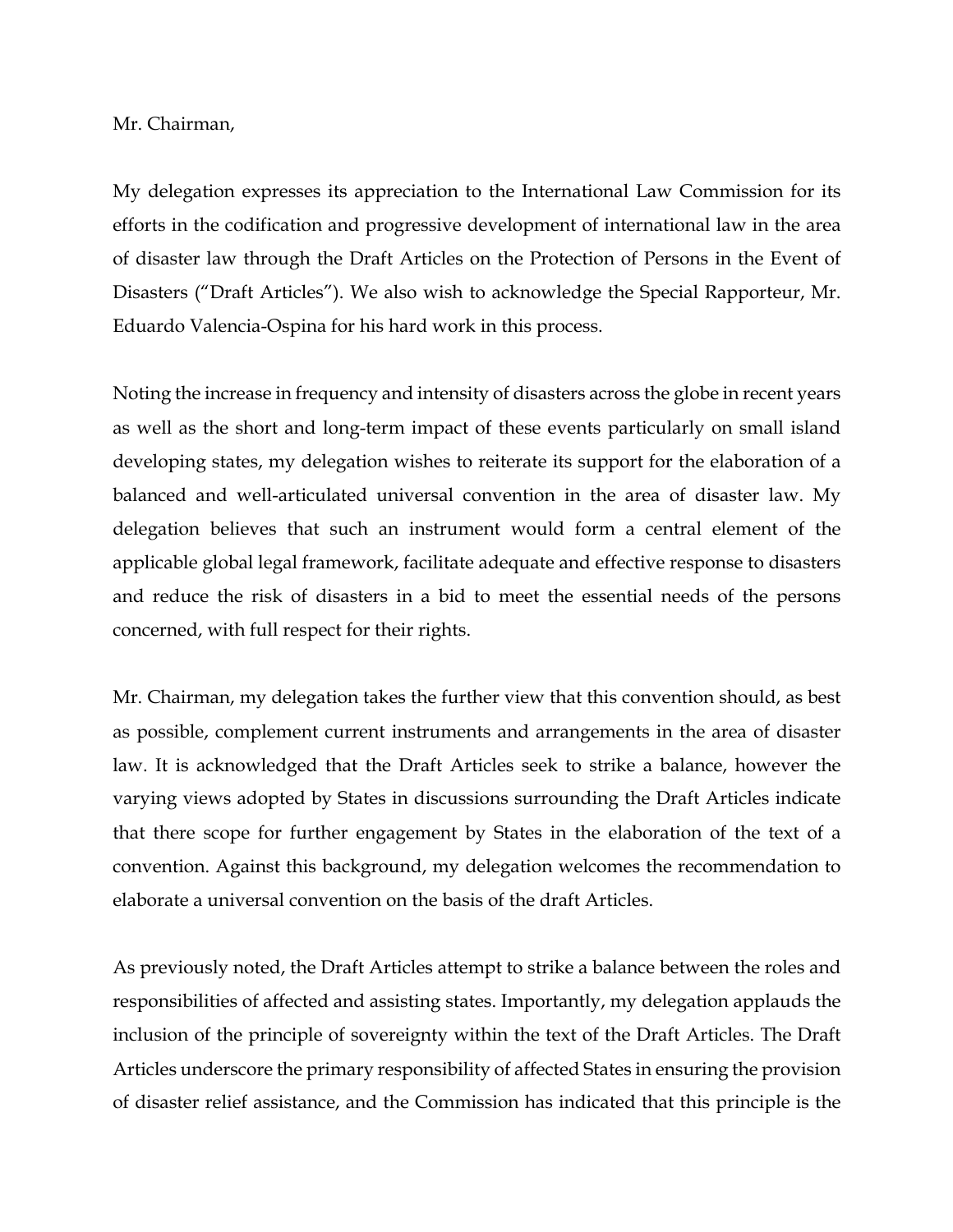Mr. Chairman,

My delegation expresses its appreciation to the International Law Commission for its efforts in the codification and progressive development of international law in the area of disaster law through the Draft Articles on the Protection of Persons in the Event of Disasters ("Draft Articles"). We also wish to acknowledge the Special Rapporteur, Mr. Eduardo Valencia-Ospina for his hard work in this process.

Noting the increase in frequency and intensity of disasters across the globe in recent years as well as the short and long-term impact of these events particularly on small island developing states, my delegation wishes to reiterate its support for the elaboration of a balanced and well-articulated universal convention in the area of disaster law. My delegation believes that such an instrument would form a central element of the applicable global legal framework, facilitate adequate and effective response to disasters and reduce the risk of disasters in a bid to meet the essential needs of the persons concerned, with full respect for their rights.

Mr. Chairman, my delegation takes the further view that this convention should, as best as possible, complement current instruments and arrangements in the area of disaster law. It is acknowledged that the Draft Articles seek to strike a balance, however the varying views adopted by States in discussions surrounding the Draft Articles indicate that there scope for further engagement by States in the elaboration of the text of a convention. Against this background, my delegation welcomes the recommendation to elaborate a universal convention on the basis of the draft Articles.

As previously noted, the Draft Articles attempt to strike a balance between the roles and responsibilities of affected and assisting states. Importantly, my delegation applauds the inclusion of the principle of sovereignty within the text of the Draft Articles. The Draft Articles underscore the primary responsibility of affected States in ensuring the provision of disaster relief assistance, and the Commission has indicated that this principle is the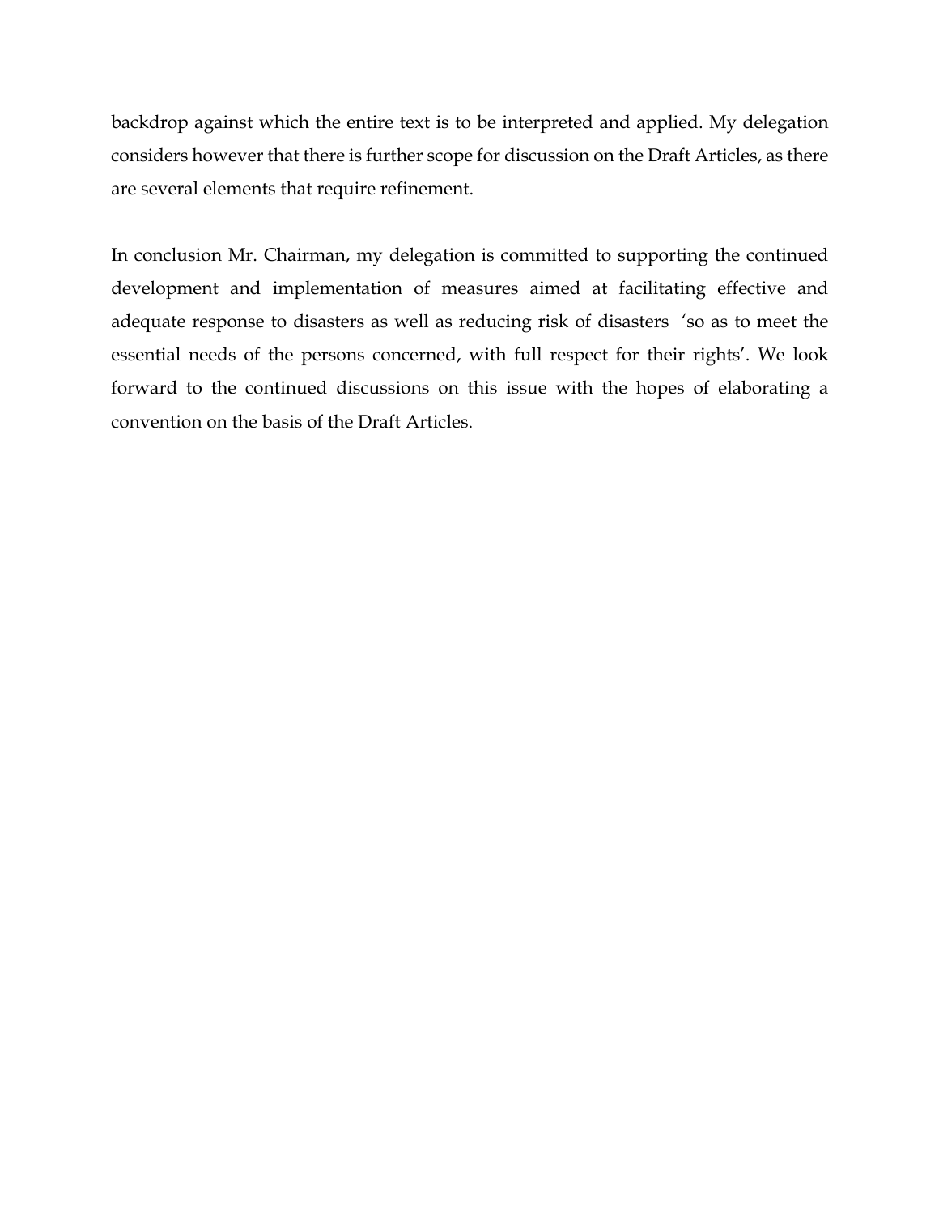backdrop against which the entire text is to be interpreted and applied. My delegation considers however that there is further scope for discussion on the Draft Articles, as there are several elements that require refinement.

In conclusion Mr. Chairman, my delegation is committed to supporting the continued development and implementation of measures aimed at facilitating effective and adequate response to disasters as well as reducing risk of disasters 'so as to meet the essential needs of the persons concerned, with full respect for their rights'. We look forward to the continued discussions on this issue with the hopes of elaborating a convention on the basis of the Draft Articles.